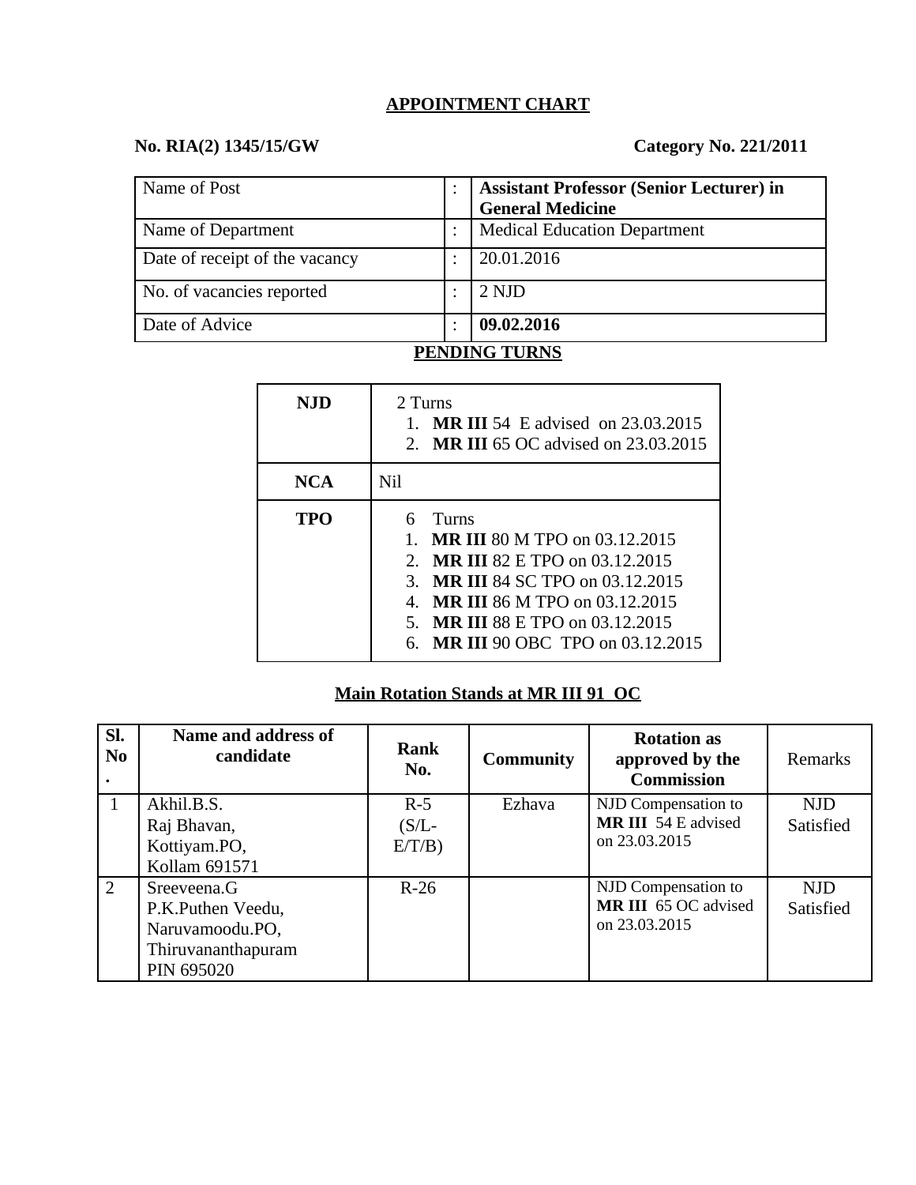## APPOINTMENT CHART

**No. RIA(2) 1345/15/GW** **Category No. 221/2011**

| | | |
|---|---|---|
| Name of Post | : | **Assistant Professor (Senior Lecturer) in General Medicine** |
| Name of Department | : | Medical Education Department |
| Date of receipt of the vacancy | : | 20.01.2016 |
| No. of vacancies reported | : | 2 NJD |
| Date of Advice | : | **09.02.2016** |

## PENDING TURNS

| | |
|---|---|
| **NJD** | 2 Turns<br>1. **MR III** 54 E advised on 23.03.2015<br>2. **MR III** 65 OC advised on 23.03.2015 |
| **NCA** | Nil |
| **TPO** | 6 Turns<br>1. **MR III** 80 M TPO on 03.12.2015<br>2. **MR III** 82 E TPO on 03.12.2015<br>3. **MR III** 84 SC TPO on 03.12.2015<br>4. **MR III** 86 M TPO on 03.12.2015<br>5. **MR III** 88 E TPO on 03.12.2015<br>6. **MR III** 90 OBC TPO on 03.12.2015 |

**Main Rotation Stands at MR III 91 OC**

| Sl. No. | Name and address of candidate | Rank No. | Community | Rotation as approved by the Commission | Remarks |
|---|---|---|---|---|---|
| 1 | Akhil.B.S.<br>Raj Bhavan,<br>Kottiyam.PO,<br>Kollam 691571 | R-5 (S/L-E/T/B) | Ezhava | NJD Compensation to **MR III** 54 E advised on 23.03.2015 | NJD Satisfied |
| 2 | Sreeveena.G<br>P.K.Puthen Veedu,<br>Naruvamoodu.PO,<br>Thiruvananthapuram<br>PIN 695020 | R-26 | | NJD Compensation to **MR III** 65 OC advised on 23.03.2015 | NJD Satisfied |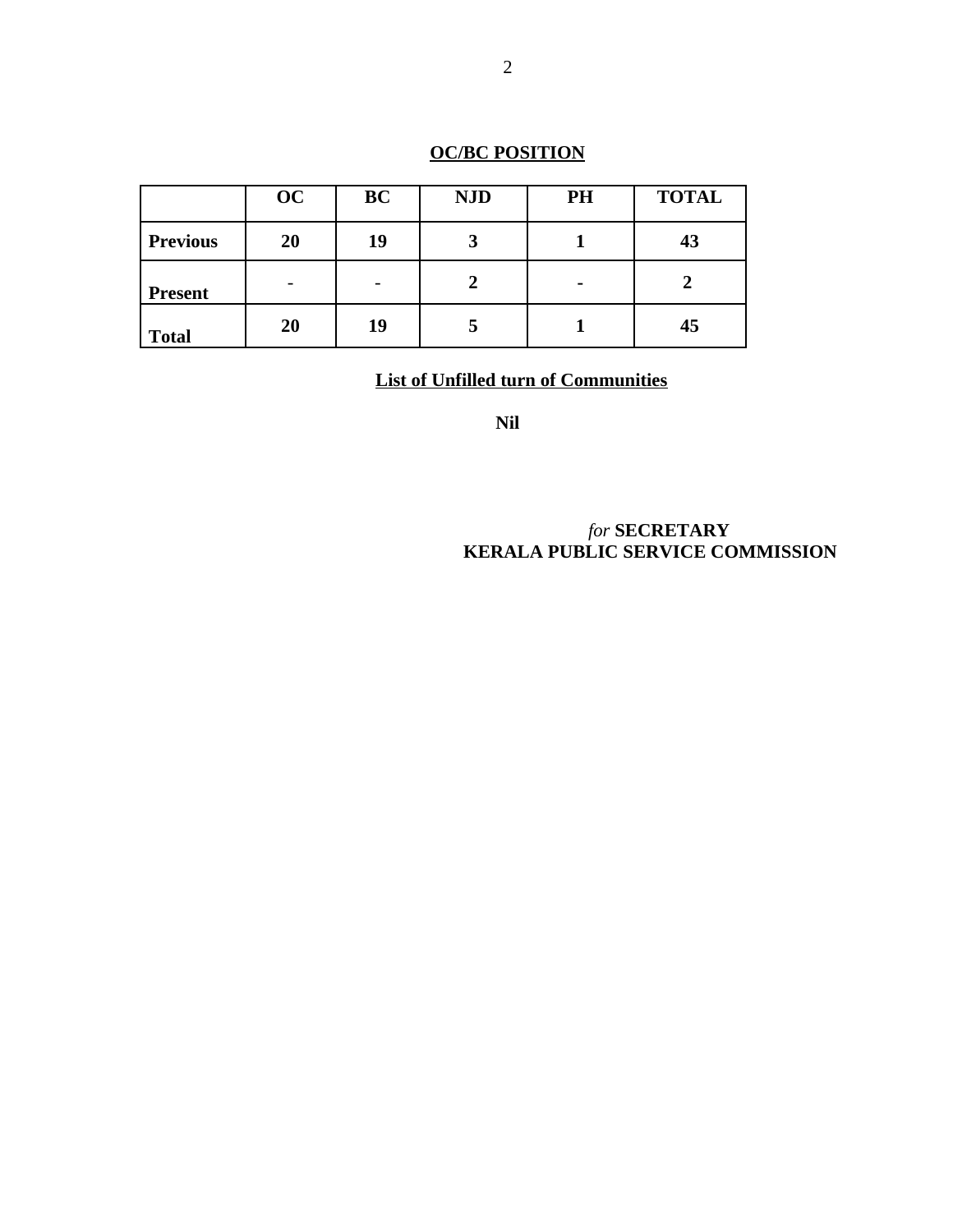**OC/BC POSITION**

| | OC | BC | NJD | PH | TOTAL |
|---|---|---|---|---|---|
| **Previous** | 20 | 19 | 3 | 1 | 43 |
| **Present** | - | - | 2 | - | 2 |
| **Total** | 20 | 19 | 5 | 1 | 45 |

**List of Unfilled turn of Communities**

**Nil**

*for* **SECRETARY**
**KERALA PUBLIC SERVICE COMMISSION**